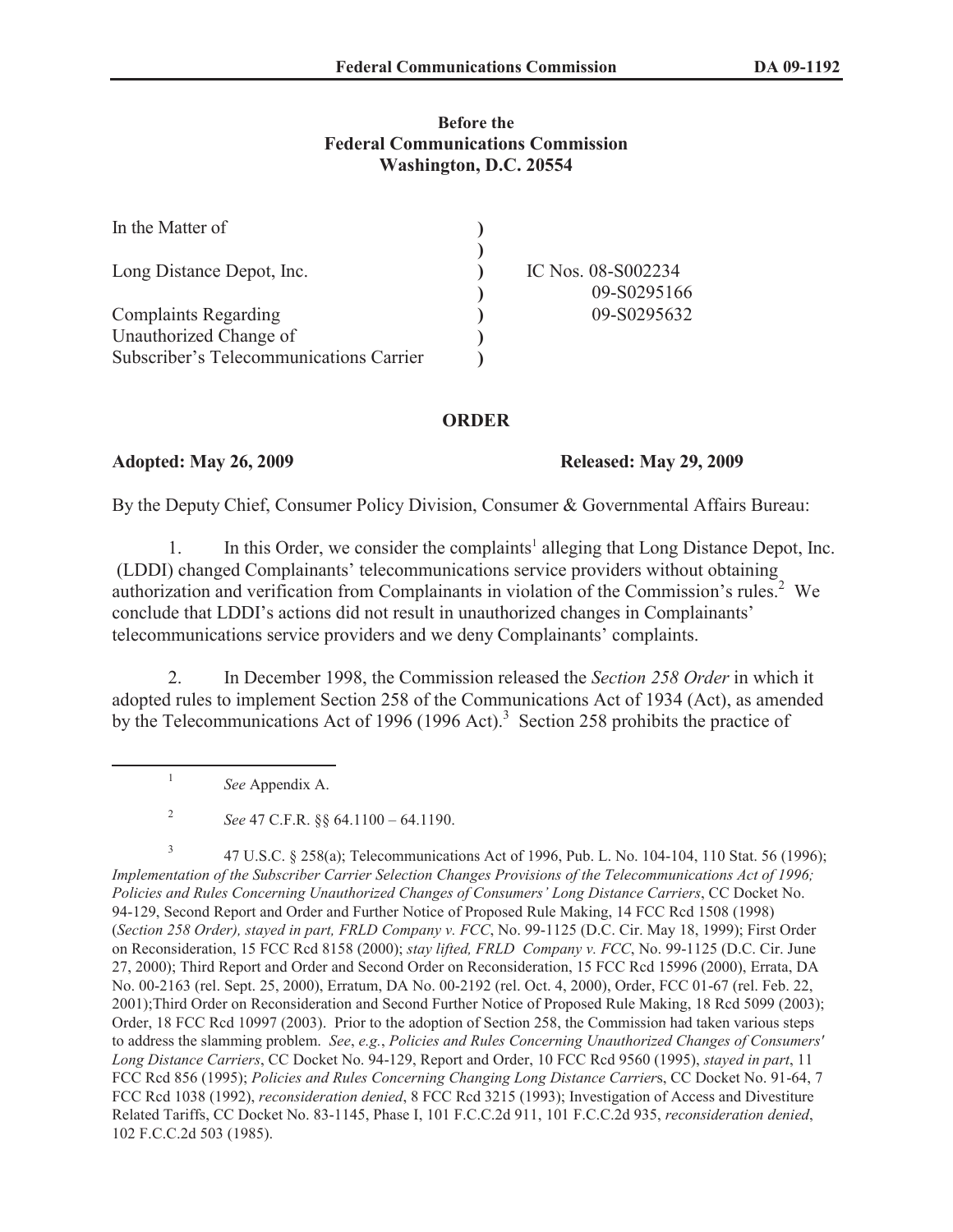**Before the**
**Federal Communications Commission**
**Washington, D.C. 20554**

| | | |
|---|---|---|
| In the Matter of | ) | |
| | ) | |
| Long Distance Depot, Inc. | ) | IC Nos. 08-S002234 |
| | ) | 09-S0295166 |
| Complaints Regarding | ) | 09-S0295632 |
| Unauthorized Change of | ) | |
| Subscriber's Telecommunications Carrier | ) | |

## ORDER

**Adopted: May 26, 2009** **Released: May 29, 2009**

By the Deputy Chief, Consumer Policy Division, Consumer & Governmental Affairs Bureau:

1. In this Order, we consider the complaints[1] alleging that Long Distance Depot, Inc. (LDDI) changed Complainants' telecommunications service providers without obtaining authorization and verification from Complainants in violation of the Commission's rules.[2] We conclude that LDDI's actions did not result in unauthorized changes in Complainants' telecommunications service providers and we deny Complainants' complaints.

2. In December 1998, the Commission released the *Section 258 Order* in which it adopted rules to implement Section 258 of the Communications Act of 1934 (Act), as amended by the Telecommunications Act of 1996 (1996 Act).[3] Section 258 prohibits the practice of

---

[1] *See* Appendix A.

[2] *See* 47 C.F.R. §§ 64.1100 – 64.1190.

[3] 47 U.S.C. § 258(a); Telecommunications Act of 1996, Pub. L. No. 104-104, 110 Stat. 56 (1996); *Implementation of the Subscriber Carrier Selection Changes Provisions of the Telecommunications Act of 1996; Policies and Rules Concerning Unauthorized Changes of Consumers' Long Distance Carriers*, CC Docket No. 94-129, Second Report and Order and Further Notice of Proposed Rule Making, 14 FCC Rcd 1508 (1998) (*Section 258 Order), stayed in part, FRLD Company v. FCC*, No. 99-1125 (D.C. Cir. May 18, 1999); First Order on Reconsideration, 15 FCC Rcd 8158 (2000); *stay lifted, FRLD Company v. FCC*, No. 99-1125 (D.C. Cir. June 27, 2000); Third Report and Order and Second Order on Reconsideration, 15 FCC Rcd 15996 (2000), Errata, DA No. 00-2163 (rel. Sept. 25, 2000), Erratum, DA No. 00-2192 (rel. Oct. 4, 2000), Order, FCC 01-67 (rel. Feb. 22, 2001);Third Order on Reconsideration and Second Further Notice of Proposed Rule Making, 18 Rcd 5099 (2003); Order, 18 FCC Rcd 10997 (2003). Prior to the adoption of Section 258, the Commission had taken various steps to address the slamming problem. *See*, *e.g.*, *Policies and Rules Concerning Unauthorized Changes of Consumers' Long Distance Carriers*, CC Docket No. 94-129, Report and Order, 10 FCC Rcd 9560 (1995), *stayed in part*, 11 FCC Rcd 856 (1995); *Policies and Rules Concerning Changing Long Distance Carrier*s, CC Docket No. 91-64, 7 FCC Rcd 1038 (1992), *reconsideration denied*, 8 FCC Rcd 3215 (1993); Investigation of Access and Divestiture Related Tariffs, CC Docket No. 83-1145, Phase I, 101 F.C.C.2d 911, 101 F.C.C.2d 935, *reconsideration denied*, 102 F.C.C.2d 503 (1985).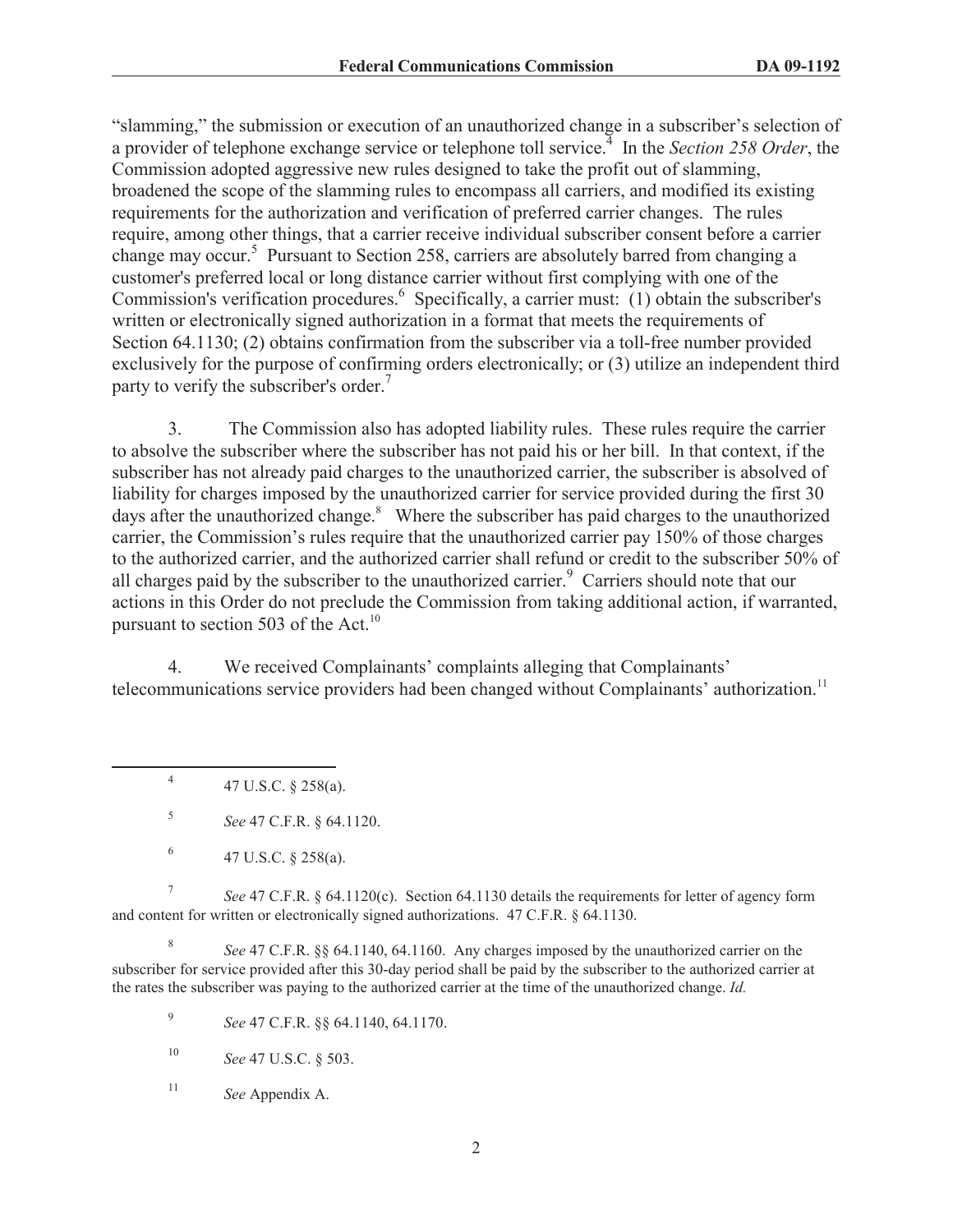"slamming," the submission or execution of an unauthorized change in a subscriber's selection of a provider of telephone exchange service or telephone toll service.[4] In the *Section 258 Order*, the Commission adopted aggressive new rules designed to take the profit out of slamming, broadened the scope of the slamming rules to encompass all carriers, and modified its existing requirements for the authorization and verification of preferred carrier changes. The rules require, among other things, that a carrier receive individual subscriber consent before a carrier change may occur.[5] Pursuant to Section 258, carriers are absolutely barred from changing a customer's preferred local or long distance carrier without first complying with one of the Commission's verification procedures.[6] Specifically, a carrier must: (1) obtain the subscriber's written or electronically signed authorization in a format that meets the requirements of Section 64.1130; (2) obtains confirmation from the subscriber via a toll-free number provided exclusively for the purpose of confirming orders electronically; or (3) utilize an independent third party to verify the subscriber's order.[7]

3. The Commission also has adopted liability rules. These rules require the carrier to absolve the subscriber where the subscriber has not paid his or her bill. In that context, if the subscriber has not already paid charges to the unauthorized carrier, the subscriber is absolved of liability for charges imposed by the unauthorized carrier for service provided during the first 30 days after the unauthorized change.[8] Where the subscriber has paid charges to the unauthorized carrier, the Commission's rules require that the unauthorized carrier pay 150% of those charges to the authorized carrier, and the authorized carrier shall refund or credit to the subscriber 50% of all charges paid by the subscriber to the unauthorized carrier.[9] Carriers should note that our actions in this Order do not preclude the Commission from taking additional action, if warranted, pursuant to section 503 of the Act.[10]

4. We received Complainants' complaints alleging that Complainants' telecommunications service providers had been changed without Complainants' authorization.[11]

---

[4] 47 U.S.C. § 258(a).

[5] *See* 47 C.F.R. § 64.1120.

[6] 47 U.S.C. § 258(a).

[7] *See* 47 C.F.R. § 64.1120(c). Section 64.1130 details the requirements for letter of agency form and content for written or electronically signed authorizations. 47 C.F.R. § 64.1130.

[8] *See* 47 C.F.R. §§ 64.1140, 64.1160. Any charges imposed by the unauthorized carrier on the subscriber for service provided after this 30-day period shall be paid by the subscriber to the authorized carrier at the rates the subscriber was paying to the authorized carrier at the time of the unauthorized change. *Id.*

[9] *See* 47 C.F.R. §§ 64.1140, 64.1170.

[10] *See* 47 U.S.C. § 503.

[11] *See* Appendix A.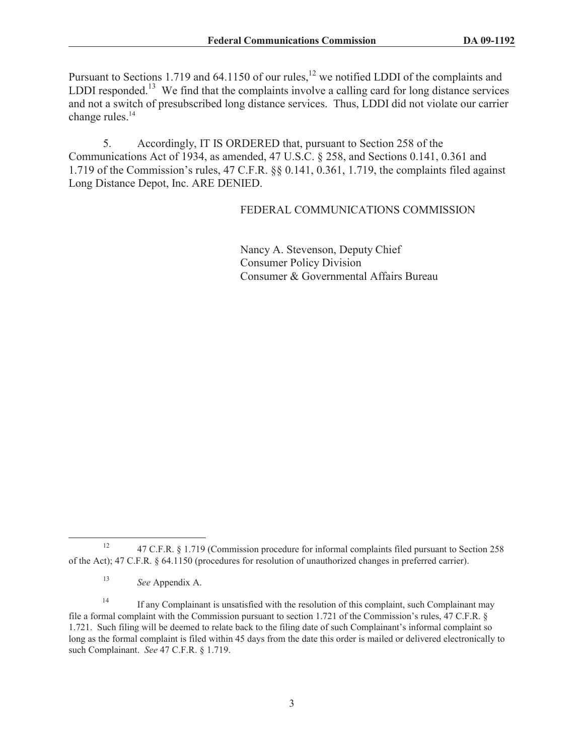Pursuant to Sections 1.719 and 64.1150 of our rules,[12] we notified LDDI of the complaints and LDDI responded.[13] We find that the complaints involve a calling card for long distance services and not a switch of presubscribed long distance services. Thus, LDDI did not violate our carrier change rules.[14]

5. Accordingly, IT IS ORDERED that, pursuant to Section 258 of the Communications Act of 1934, as amended, 47 U.S.C. § 258, and Sections 0.141, 0.361 and 1.719 of the Commission's rules, 47 C.F.R. §§ 0.141, 0.361, 1.719, the complaints filed against Long Distance Depot, Inc. ARE DENIED.

FEDERAL COMMUNICATIONS COMMISSION

Nancy A. Stevenson, Deputy Chief
Consumer Policy Division
Consumer & Governmental Affairs Bureau

---

[12] 47 C.F.R. § 1.719 (Commission procedure for informal complaints filed pursuant to Section 258 of the Act); 47 C.F.R. § 64.1150 (procedures for resolution of unauthorized changes in preferred carrier).

[13] *See* Appendix A.

[14] If any Complainant is unsatisfied with the resolution of this complaint, such Complainant may file a formal complaint with the Commission pursuant to section 1.721 of the Commission's rules, 47 C.F.R. § 1.721. Such filing will be deemed to relate back to the filing date of such Complainant's informal complaint so long as the formal complaint is filed within 45 days from the date this order is mailed or delivered electronically to such Complainant. *See* 47 C.F.R. § 1.719.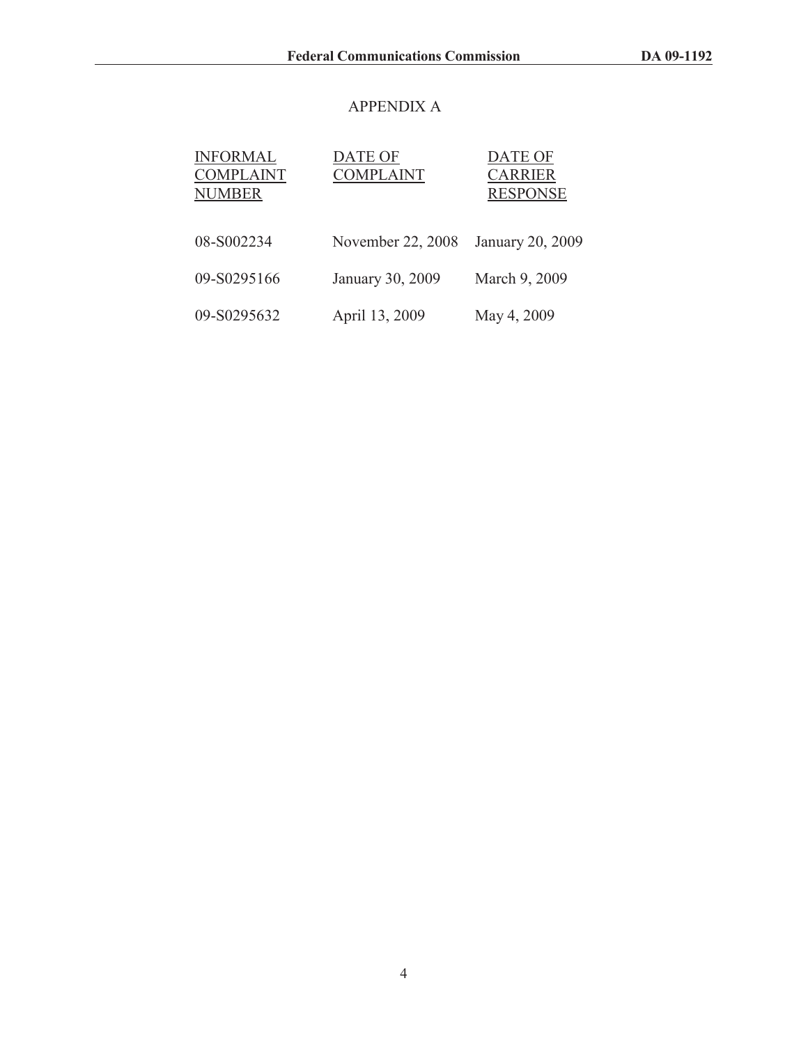## APPENDIX A

| INFORMAL COMPLAINT NUMBER | DATE OF COMPLAINT | DATE OF CARRIER RESPONSE |
|---|---|---|
| 08-S002234 | November 22, 2008 | January 20, 2009 |
| 09-S0295166 | January 30, 2009 | March 9, 2009 |
| 09-S0295632 | April 13, 2009 | May 4, 2009 |